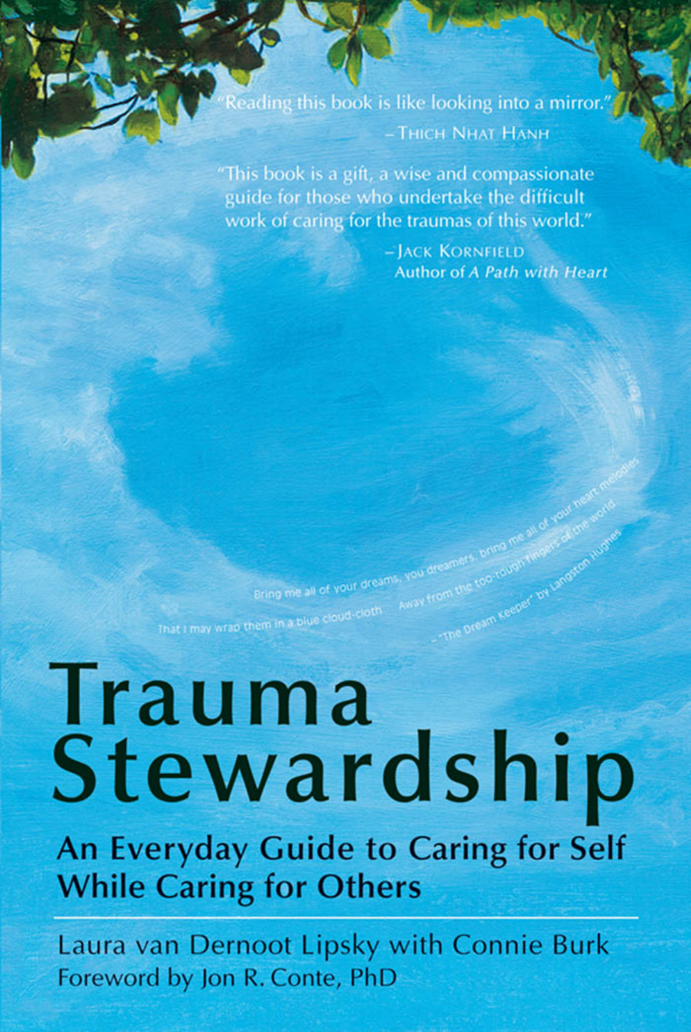"Reading this book is like looking into a mirror."
—Thich Nhat Hanh

"This book is a gift, a wise and compassionate guide for those who undertake the difficult work of caring for the traumas of this world."
—Jack Kornfield
Author of *A Path with Heart*

Bring me all of your dreams, you dreamers, bring me all of your heart melodies
That I may wrap them in a blue cloud-cloth Away from the too-rough fingers of the world
—"The Dream Keeper" by Langston Hughes

# Trauma Stewardship

## An Everyday Guide to Caring for Self While Caring for Others

Laura van Dernoot Lipsky with Connie Burk

Foreword by Jon R. Conte, PhD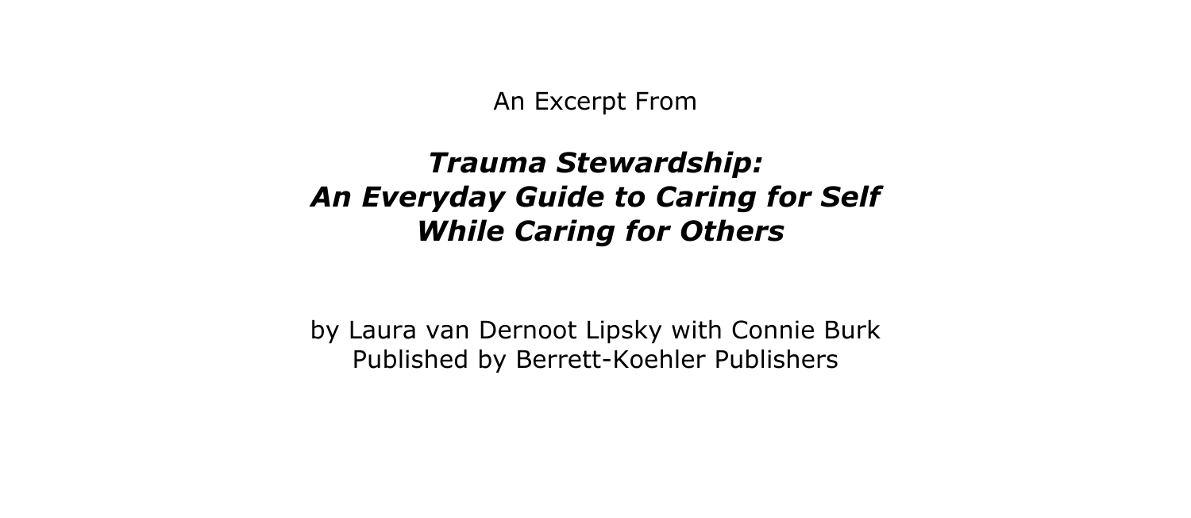An Excerpt From

# *Trauma Stewardship: An Everyday Guide to Caring for Self While Caring for Others*

by Laura van Dernoot Lipsky with Connie Burk
Published by Berrett-Koehler Publishers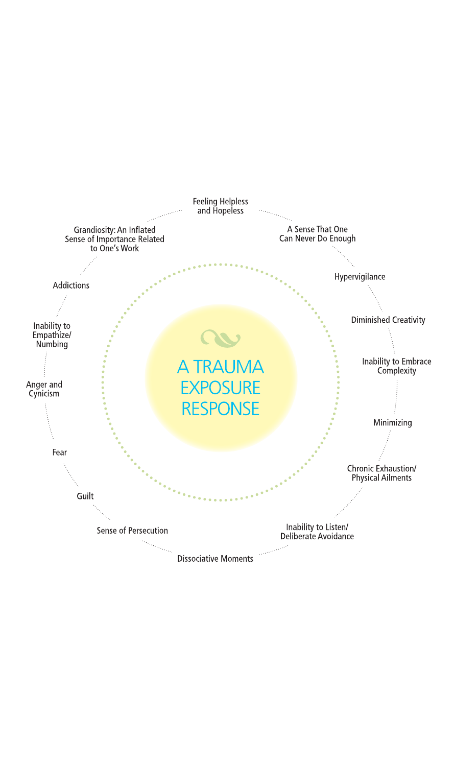# A TRAUMA EXPOSURE RESPONSE

- Feeling Helpless and Hopeless
- A Sense That One Can Never Do Enough
- Hypervigilance
- Diminished Creativity
- Inability to Embrace Complexity
- Minimizing
- Chronic Exhaustion/ Physical Ailments
- Inability to Listen/ Deliberate Avoidance
- Dissociative Moments
- Sense of Persecution
- Guilt
- Fear
- Anger and Cynicism
- Inability to Empathize/ Numbing
- Addictions
- Grandiosity: An Inflated Sense of Importance Related to One's Work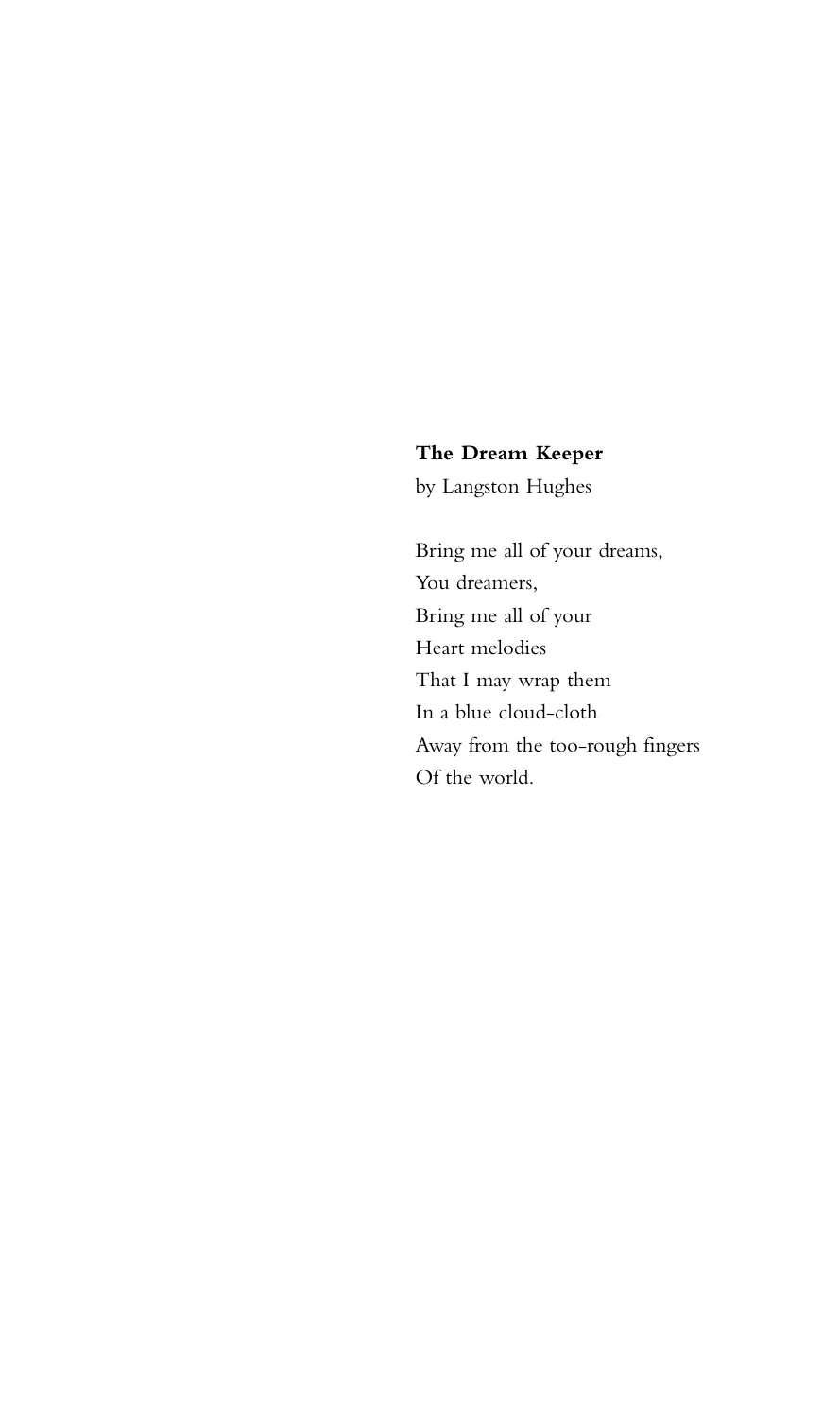**The Dream Keeper**

by Langston Hughes

Bring me all of your dreams,
You dreamers,
Bring me all of your
Heart melodies
That I may wrap them
In a blue cloud-cloth
Away from the too-rough fingers
Of the world.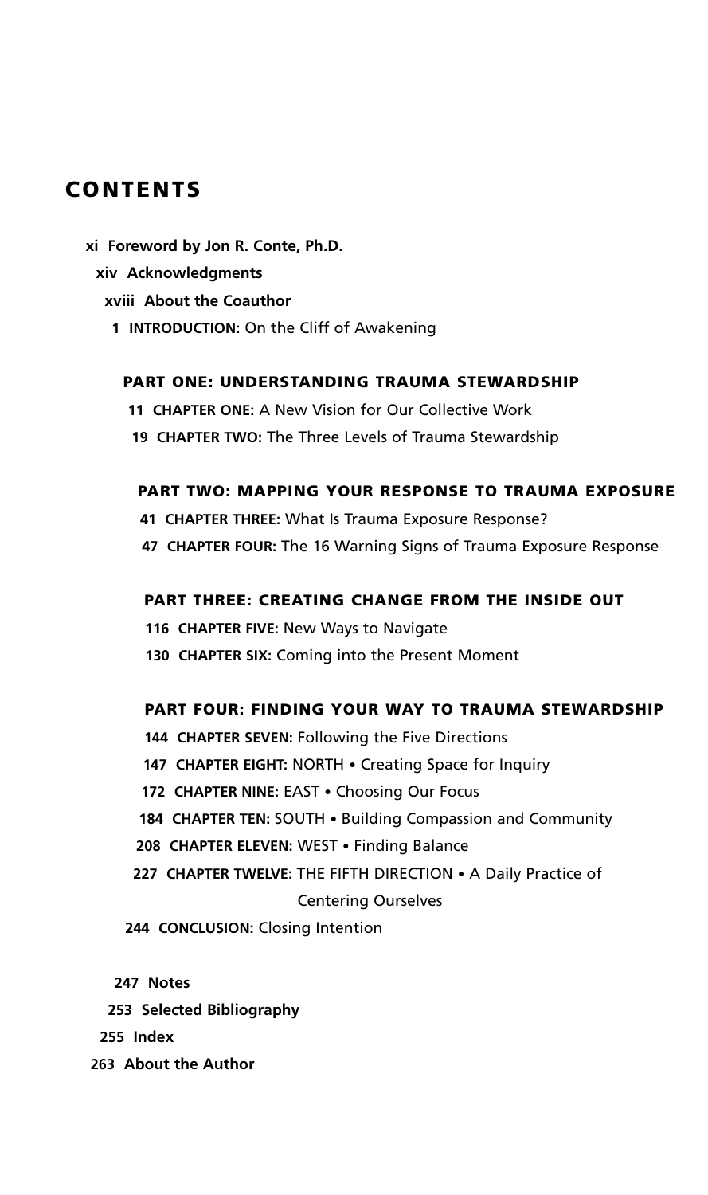# CONTENTS

**xi Foreword by Jon R. Conte, Ph.D.**

**xiv Acknowledgments**

**xviii About the Coauthor**

**1 INTRODUCTION:** On the Cliff of Awakening

## PART ONE: UNDERSTANDING TRAUMA STEWARDSHIP

**11 CHAPTER ONE:** A New Vision for Our Collective Work

**19 CHAPTER TWO:** The Three Levels of Trauma Stewardship

## PART TWO: MAPPING YOUR RESPONSE TO TRAUMA EXPOSURE

**41 CHAPTER THREE:** What Is Trauma Exposure Response?

**47 CHAPTER FOUR:** The 16 Warning Signs of Trauma Exposure Response

## PART THREE: CREATING CHANGE FROM THE INSIDE OUT

**116 CHAPTER FIVE:** New Ways to Navigate

**130 CHAPTER SIX:** Coming into the Present Moment

## PART FOUR: FINDING YOUR WAY TO TRAUMA STEWARDSHIP

**144 CHAPTER SEVEN:** Following the Five Directions

**147 CHAPTER EIGHT:** NORTH • Creating Space for Inquiry

**172 CHAPTER NINE:** EAST • Choosing Our Focus

**184 CHAPTER TEN:** SOUTH • Building Compassion and Community

**208 CHAPTER ELEVEN:** WEST • Finding Balance

**227 CHAPTER TWELVE:** THE FIFTH DIRECTION • A Daily Practice of Centering Ourselves

**244 CONCLUSION:** Closing Intention

**247 Notes**

**253 Selected Bibliography**

**255 Index**

**263 About the Author**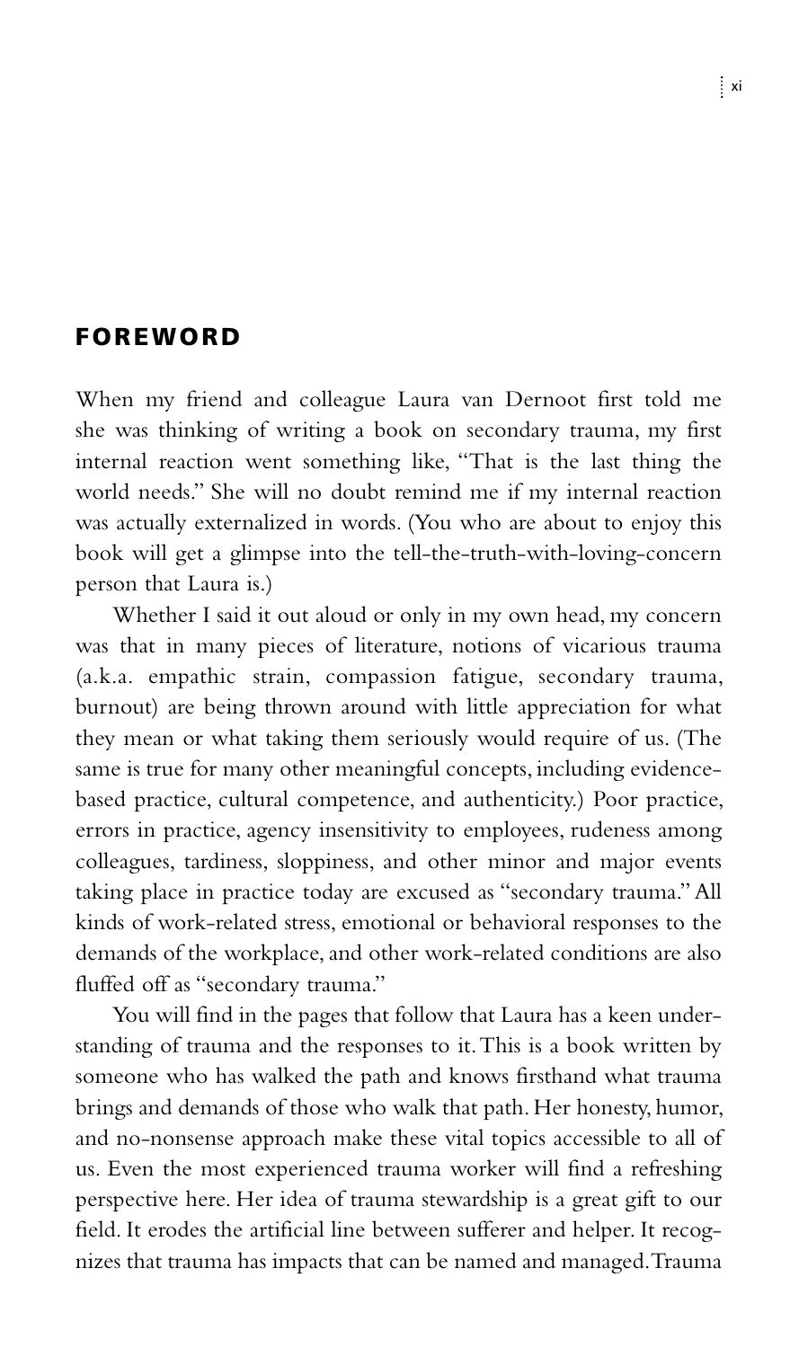# FOREWORD

When my friend and colleague Laura van Dernoot first told me she was thinking of writing a book on secondary trauma, my first internal reaction went something like, "That is the last thing the world needs." She will no doubt remind me if my internal reaction was actually externalized in words. (You who are about to enjoy this book will get a glimpse into the tell-the-truth-with-loving-concern person that Laura is.)

Whether I said it out aloud or only in my own head, my concern was that in many pieces of literature, notions of vicarious trauma (a.k.a. empathic strain, compassion fatigue, secondary trauma, burnout) are being thrown around with little appreciation for what they mean or what taking them seriously would require of us. (The same is true for many other meaningful concepts, including evidence-based practice, cultural competence, and authenticity.) Poor practice, errors in practice, agency insensitivity to employees, rudeness among colleagues, tardiness, sloppiness, and other minor and major events taking place in practice today are excused as "secondary trauma." All kinds of work-related stress, emotional or behavioral responses to the demands of the workplace, and other work-related conditions are also fluffed off as "secondary trauma."

You will find in the pages that follow that Laura has a keen understanding of trauma and the responses to it. This is a book written by someone who has walked the path and knows firsthand what trauma brings and demands of those who walk that path. Her honesty, humor, and no-nonsense approach make these vital topics accessible to all of us. Even the most experienced trauma worker will find a refreshing perspective here. Her idea of trauma stewardship is a great gift to our field. It erodes the artificial line between sufferer and helper. It recognizes that trauma has impacts that can be named and managed. Trauma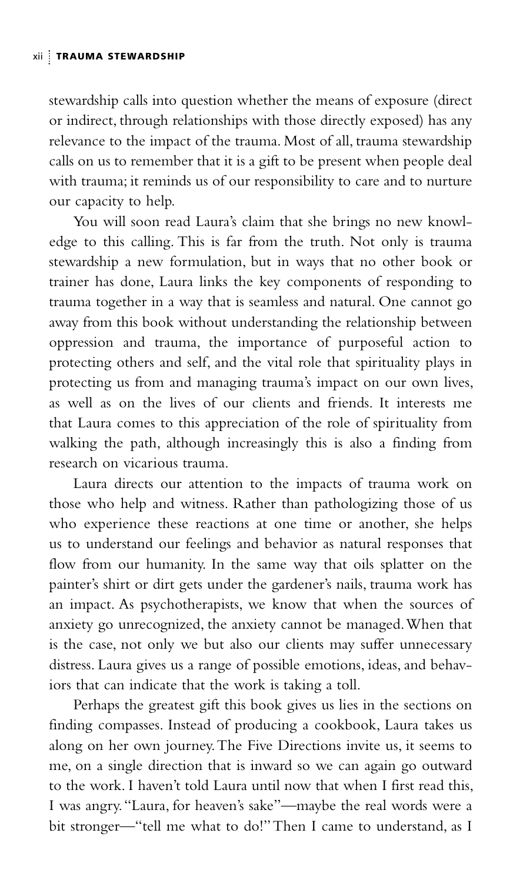stewardship calls into question whether the means of exposure (direct or indirect, through relationships with those directly exposed) has any relevance to the impact of the trauma. Most of all, trauma stewardship calls on us to remember that it is a gift to be present when people deal with trauma; it reminds us of our responsibility to care and to nurture our capacity to help.

You will soon read Laura's claim that she brings no new knowledge to this calling. This is far from the truth. Not only is trauma stewardship a new formulation, but in ways that no other book or trainer has done, Laura links the key components of responding to trauma together in a way that is seamless and natural. One cannot go away from this book without understanding the relationship between oppression and trauma, the importance of purposeful action to protecting others and self, and the vital role that spirituality plays in protecting us from and managing trauma's impact on our own lives, as well as on the lives of our clients and friends. It interests me that Laura comes to this appreciation of the role of spirituality from walking the path, although increasingly this is also a finding from research on vicarious trauma.

Laura directs our attention to the impacts of trauma work on those who help and witness. Rather than pathologizing those of us who experience these reactions at one time or another, she helps us to understand our feelings and behavior as natural responses that flow from our humanity. In the same way that oils splatter on the painter's shirt or dirt gets under the gardener's nails, trauma work has an impact. As psychotherapists, we know that when the sources of anxiety go unrecognized, the anxiety cannot be managed. When that is the case, not only we but also our clients may suffer unnecessary distress. Laura gives us a range of possible emotions, ideas, and behaviors that can indicate that the work is taking a toll.

Perhaps the greatest gift this book gives us lies in the sections on finding compasses. Instead of producing a cookbook, Laura takes us along on her own journey. The Five Directions invite us, it seems to me, on a single direction that is inward so we can again go outward to the work. I haven't told Laura until now that when I first read this, I was angry. "Laura, for heaven's sake"—maybe the real words were a bit stronger—"tell me what to do!" Then I came to understand, as I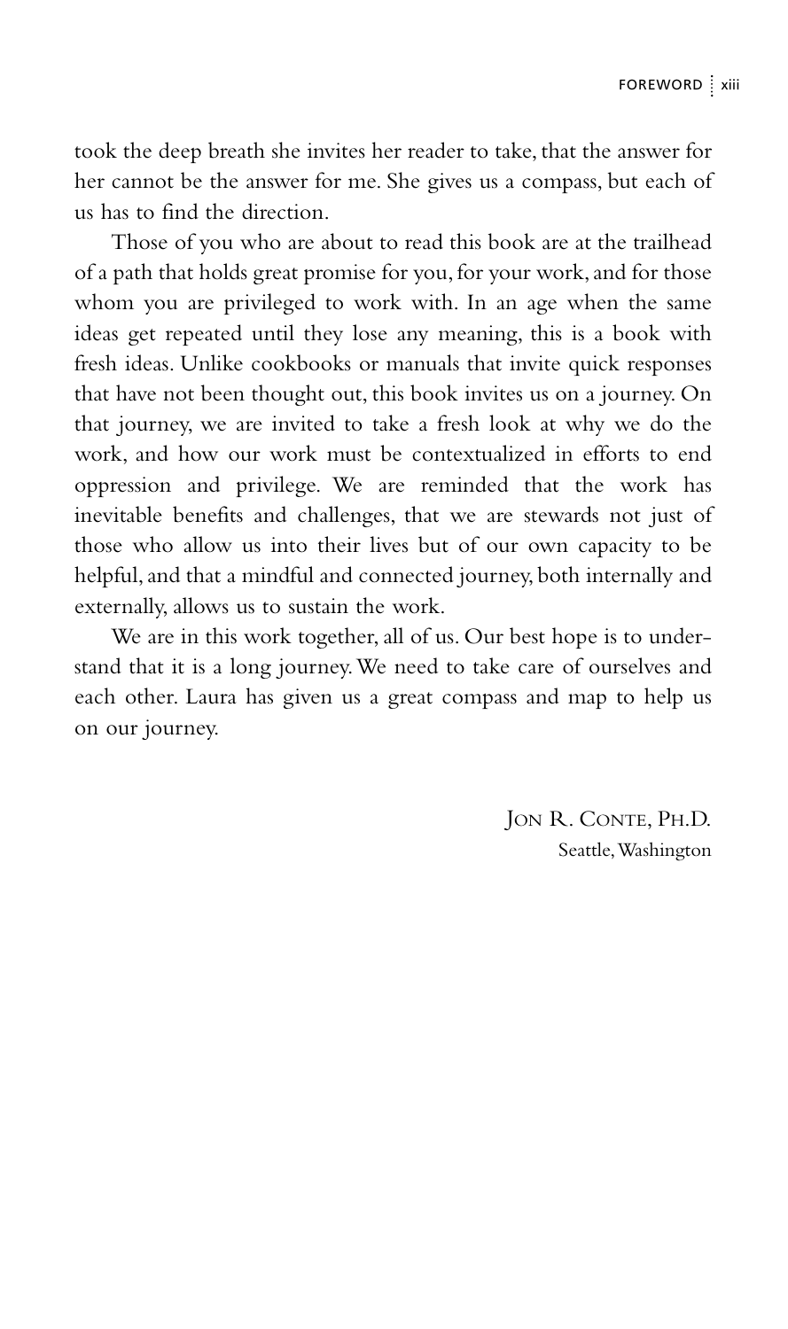took the deep breath she invites her reader to take, that the answer for her cannot be the answer for me. She gives us a compass, but each of us has to find the direction.

Those of you who are about to read this book are at the trailhead of a path that holds great promise for you, for your work, and for those whom you are privileged to work with. In an age when the same ideas get repeated until they lose any meaning, this is a book with fresh ideas. Unlike cookbooks or manuals that invite quick responses that have not been thought out, this book invites us on a journey. On that journey, we are invited to take a fresh look at why we do the work, and how our work must be contextualized in efforts to end oppression and privilege. We are reminded that the work has inevitable benefits and challenges, that we are stewards not just of those who allow us into their lives but of our own capacity to be helpful, and that a mindful and connected journey, both internally and externally, allows us to sustain the work.

We are in this work together, all of us. Our best hope is to understand that it is a long journey. We need to take care of ourselves and each other. Laura has given us a great compass and map to help us on our journey.

Jon R. Conte, Ph.D.
Seattle, Washington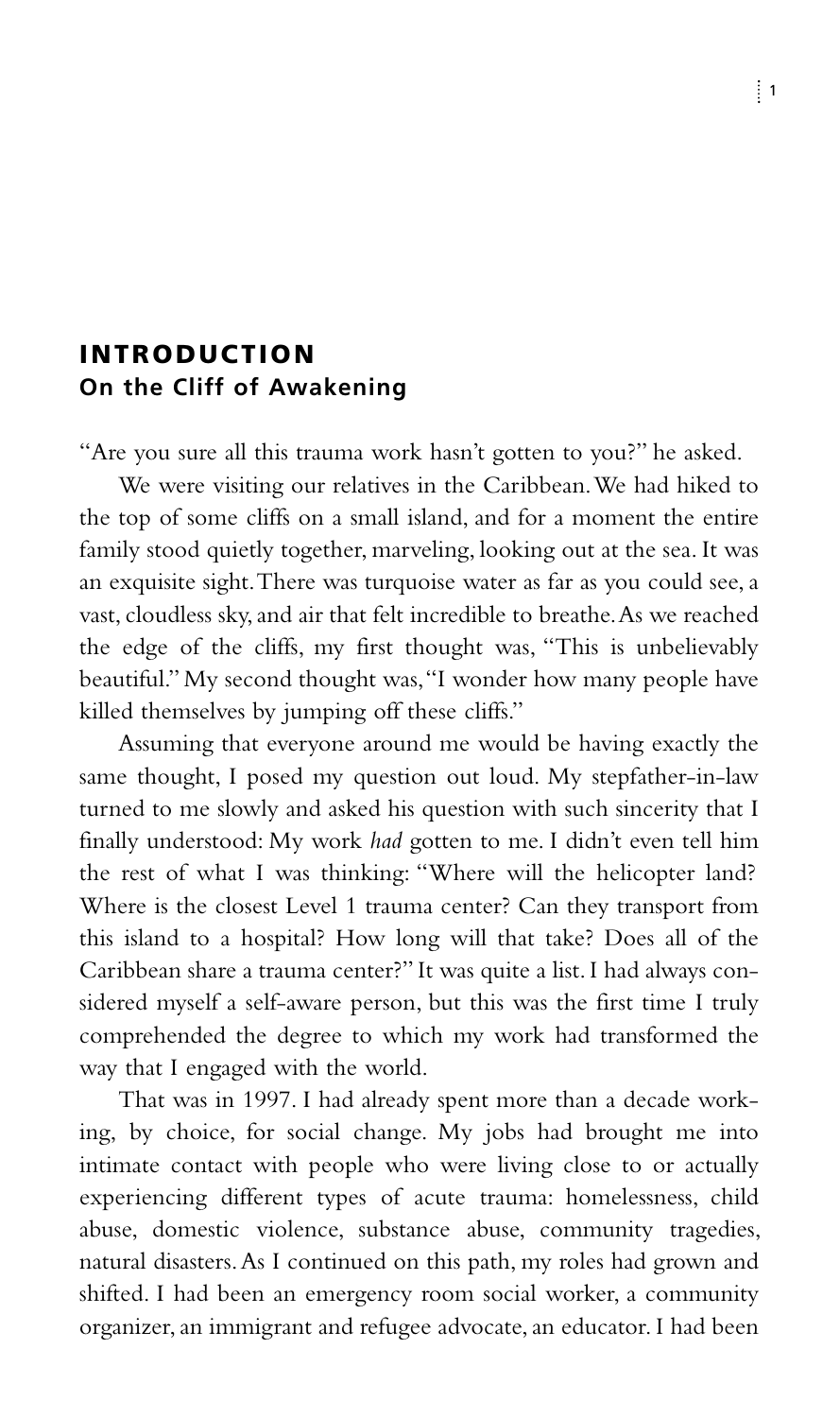# INTRODUCTION
## On the Cliff of Awakening

"Are you sure all this trauma work hasn't gotten to you?" he asked.

We were visiting our relatives in the Caribbean. We had hiked to the top of some cliffs on a small island, and for a moment the entire family stood quietly together, marveling, looking out at the sea. It was an exquisite sight. There was turquoise water as far as you could see, a vast, cloudless sky, and air that felt incredible to breathe. As we reached the edge of the cliffs, my first thought was, "This is unbelievably beautiful." My second thought was, "I wonder how many people have killed themselves by jumping off these cliffs."

Assuming that everyone around me would be having exactly the same thought, I posed my question out loud. My stepfather-in-law turned to me slowly and asked his question with such sincerity that I finally understood: My work *had* gotten to me. I didn't even tell him the rest of what I was thinking: "Where will the helicopter land? Where is the closest Level 1 trauma center? Can they transport from this island to a hospital? How long will that take? Does all of the Caribbean share a trauma center?" It was quite a list. I had always considered myself a self-aware person, but this was the first time I truly comprehended the degree to which my work had transformed the way that I engaged with the world.

That was in 1997. I had already spent more than a decade working, by choice, for social change. My jobs had brought me into intimate contact with people who were living close to or actually experiencing different types of acute trauma: homelessness, child abuse, domestic violence, substance abuse, community tragedies, natural disasters. As I continued on this path, my roles had grown and shifted. I had been an emergency room social worker, a community organizer, an immigrant and refugee advocate, an educator. I had been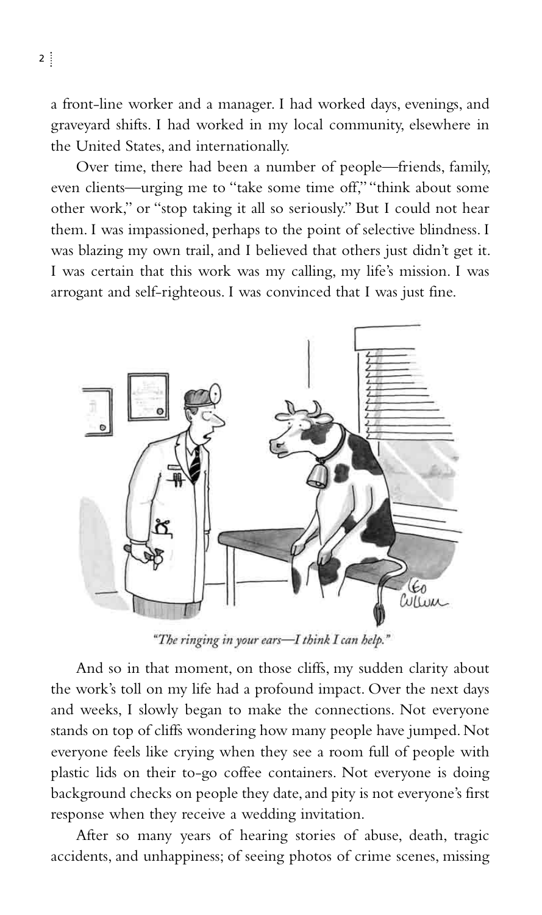a front-line worker and a manager. I had worked days, evenings, and graveyard shifts. I had worked in my local community, elsewhere in the United States, and internationally.

Over time, there had been a number of people—friends, family, even clients—urging me to "take some time off," "think about some other work," or "stop taking it all so seriously." But I could not hear them. I was impassioned, perhaps to the point of selective blindness. I was blazing my own trail, and I believed that others just didn't get it. I was certain that this work was my calling, my life's mission. I was arrogant and self-righteous. I was convinced that I was just fine.

*"The ringing in your ears—I think I can help."*

And so in that moment, on those cliffs, my sudden clarity about the work's toll on my life had a profound impact. Over the next days and weeks, I slowly began to make the connections. Not everyone stands on top of cliffs wondering how many people have jumped. Not everyone feels like crying when they see a room full of people with plastic lids on their to-go coffee containers. Not everyone is doing background checks on people they date, and pity is not everyone's first response when they receive a wedding invitation.

After so many years of hearing stories of abuse, death, tragic accidents, and unhappiness; of seeing photos of crime scenes, missing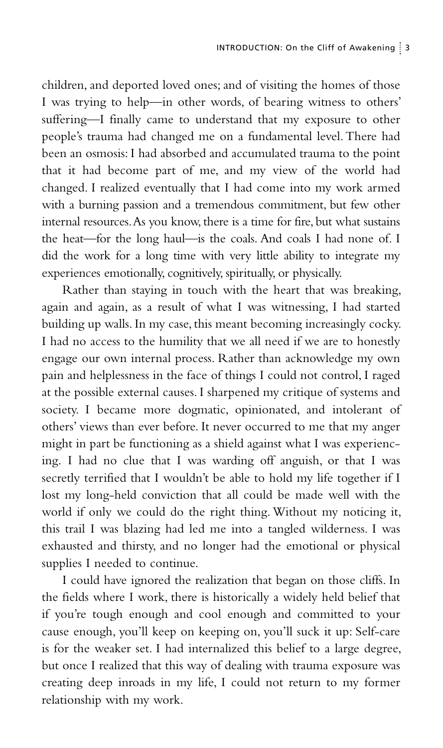children, and deported loved ones; and of visiting the homes of those I was trying to help—in other words, of bearing witness to others' suffering—I finally came to understand that my exposure to other people's trauma had changed me on a fundamental level. There had been an osmosis: I had absorbed and accumulated trauma to the point that it had become part of me, and my view of the world had changed. I realized eventually that I had come into my work armed with a burning passion and a tremendous commitment, but few other internal resources. As you know, there is a time for fire, but what sustains the heat—for the long haul—is the coals. And coals I had none of. I did the work for a long time with very little ability to integrate my experiences emotionally, cognitively, spiritually, or physically.

Rather than staying in touch with the heart that was breaking, again and again, as a result of what I was witnessing, I had started building up walls. In my case, this meant becoming increasingly cocky. I had no access to the humility that we all need if we are to honestly engage our own internal process. Rather than acknowledge my own pain and helplessness in the face of things I could not control, I raged at the possible external causes. I sharpened my critique of systems and society. I became more dogmatic, opinionated, and intolerant of others' views than ever before. It never occurred to me that my anger might in part be functioning as a shield against what I was experiencing. I had no clue that I was warding off anguish, or that I was secretly terrified that I wouldn't be able to hold my life together if I lost my long-held conviction that all could be made well with the world if only we could do the right thing. Without my noticing it, this trail I was blazing had led me into a tangled wilderness. I was exhausted and thirsty, and no longer had the emotional or physical supplies I needed to continue.

I could have ignored the realization that began on those cliffs. In the fields where I work, there is historically a widely held belief that if you're tough enough and cool enough and committed to your cause enough, you'll keep on keeping on, you'll suck it up: Self-care is for the weaker set. I had internalized this belief to a large degree, but once I realized that this way of dealing with trauma exposure was creating deep inroads in my life, I could not return to my former relationship with my work.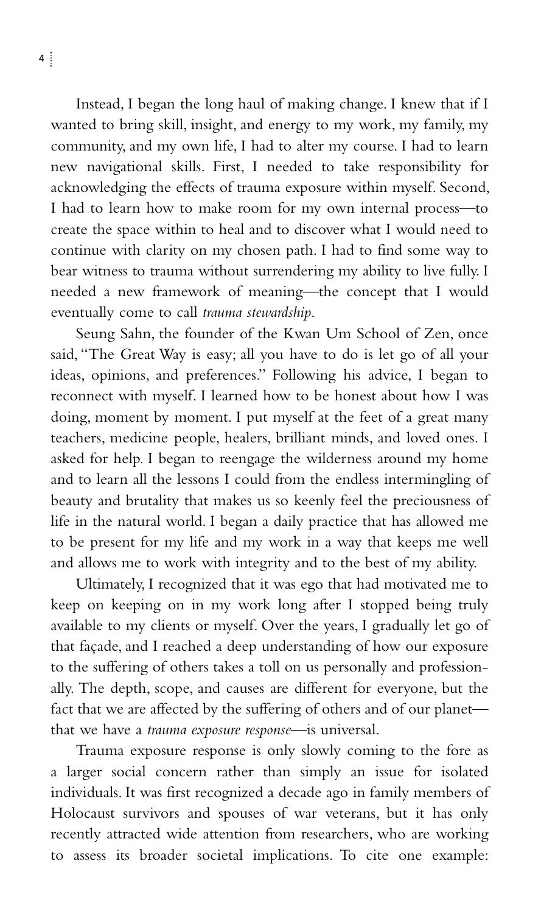Instead, I began the long haul of making change. I knew that if I wanted to bring skill, insight, and energy to my work, my family, my community, and my own life, I had to alter my course. I had to learn new navigational skills. First, I needed to take responsibility for acknowledging the effects of trauma exposure within myself. Second, I had to learn how to make room for my own internal process—to create the space within to heal and to discover what I would need to continue with clarity on my chosen path. I had to find some way to bear witness to trauma without surrendering my ability to live fully. I needed a new framework of meaning—the concept that I would eventually come to call *trauma stewardship*.

Seung Sahn, the founder of the Kwan Um School of Zen, once said, "The Great Way is easy; all you have to do is let go of all your ideas, opinions, and preferences." Following his advice, I began to reconnect with myself. I learned how to be honest about how I was doing, moment by moment. I put myself at the feet of a great many teachers, medicine people, healers, brilliant minds, and loved ones. I asked for help. I began to reengage the wilderness around my home and to learn all the lessons I could from the endless intermingling of beauty and brutality that makes us so keenly feel the preciousness of life in the natural world. I began a daily practice that has allowed me to be present for my life and my work in a way that keeps me well and allows me to work with integrity and to the best of my ability.

Ultimately, I recognized that it was ego that had motivated me to keep on keeping on in my work long after I stopped being truly available to my clients or myself. Over the years, I gradually let go of that façade, and I reached a deep understanding of how our exposure to the suffering of others takes a toll on us personally and professionally. The depth, scope, and causes are different for everyone, but the fact that we are affected by the suffering of others and of our planet—that we have a *trauma exposure response*—is universal.

Trauma exposure response is only slowly coming to the fore as a larger social concern rather than simply an issue for isolated individuals. It was first recognized a decade ago in family members of Holocaust survivors and spouses of war veterans, but it has only recently attracted wide attention from researchers, who are working to assess its broader societal implications. To cite one example: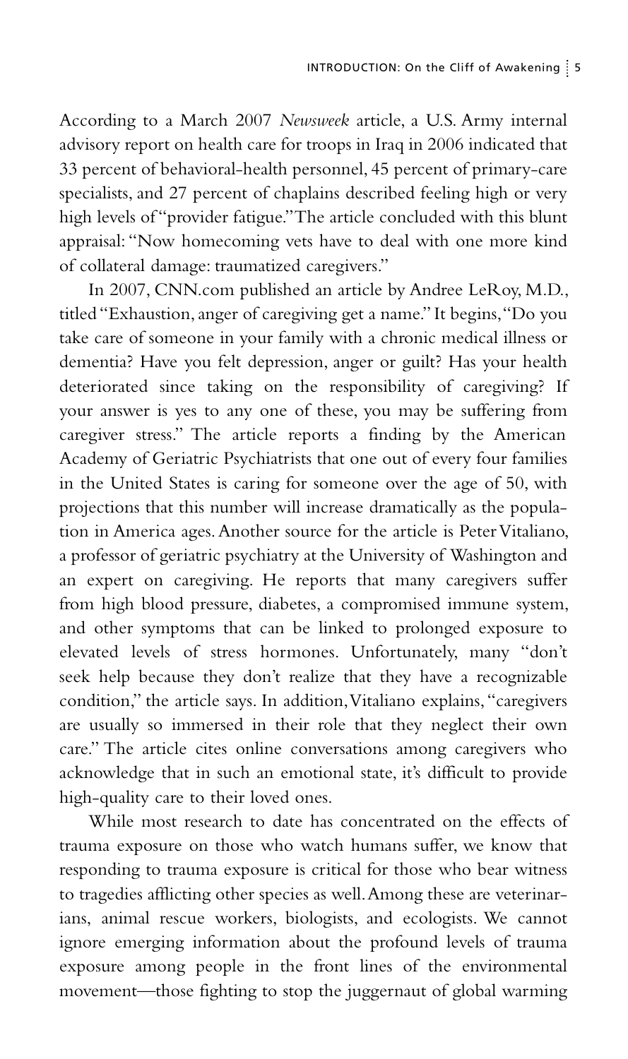According to a March 2007 *Newsweek* article, a U.S. Army internal advisory report on health care for troops in Iraq in 2006 indicated that 33 percent of behavioral-health personnel, 45 percent of primary-care specialists, and 27 percent of chaplains described feeling high or very high levels of "provider fatigue." The article concluded with this blunt appraisal: "Now homecoming vets have to deal with one more kind of collateral damage: traumatized caregivers."

In 2007, CNN.com published an article by Andree LeRoy, M.D., titled "Exhaustion, anger of caregiving get a name." It begins, "Do you take care of someone in your family with a chronic medical illness or dementia? Have you felt depression, anger or guilt? Has your health deteriorated since taking on the responsibility of caregiving? If your answer is yes to any one of these, you may be suffering from caregiver stress." The article reports a finding by the American Academy of Geriatric Psychiatrists that one out of every four families in the United States is caring for someone over the age of 50, with projections that this number will increase dramatically as the population in America ages. Another source for the article is Peter Vitaliano, a professor of geriatric psychiatry at the University of Washington and an expert on caregiving. He reports that many caregivers suffer from high blood pressure, diabetes, a compromised immune system, and other symptoms that can be linked to prolonged exposure to elevated levels of stress hormones. Unfortunately, many "don't seek help because they don't realize that they have a recognizable condition," the article says. In addition, Vitaliano explains, "caregivers are usually so immersed in their role that they neglect their own care." The article cites online conversations among caregivers who acknowledge that in such an emotional state, it's difficult to provide high-quality care to their loved ones.

While most research to date has concentrated on the effects of trauma exposure on those who watch humans suffer, we know that responding to trauma exposure is critical for those who bear witness to tragedies afflicting other species as well. Among these are veterinarians, animal rescue workers, biologists, and ecologists. We cannot ignore emerging information about the profound levels of trauma exposure among people in the front lines of the environmental movement—those fighting to stop the juggernaut of global warming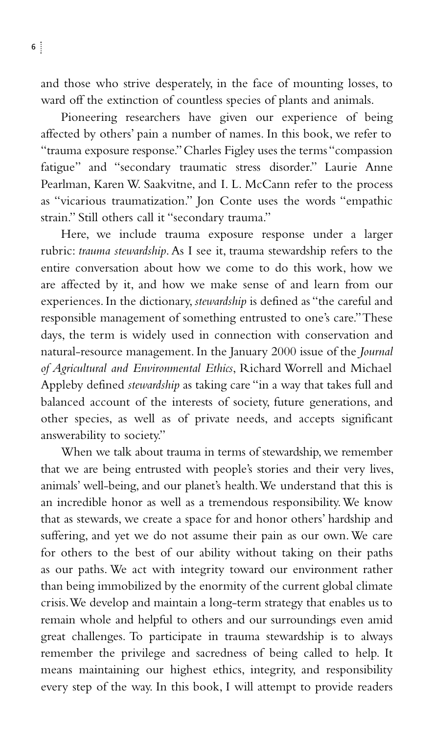and those who strive desperately, in the face of mounting losses, to ward off the extinction of countless species of plants and animals.

Pioneering researchers have given our experience of being affected by others' pain a number of names. In this book, we refer to "trauma exposure response." Charles Figley uses the terms "compassion fatigue" and "secondary traumatic stress disorder." Laurie Anne Pearlman, Karen W. Saakvitne, and I. L. McCann refer to the process as "vicarious traumatization." Jon Conte uses the words "empathic strain." Still others call it "secondary trauma."

Here, we include trauma exposure response under a larger rubric: *trauma stewardship*. As I see it, trauma stewardship refers to the entire conversation about how we come to do this work, how we are affected by it, and how we make sense of and learn from our experiences. In the dictionary, *stewardship* is defined as "the careful and responsible management of something entrusted to one's care." These days, the term is widely used in connection with conservation and natural-resource management. In the January 2000 issue of the *Journal of Agricultural and Environmental Ethics*, Richard Worrell and Michael Appleby defined *stewardship* as taking care "in a way that takes full and balanced account of the interests of society, future generations, and other species, as well as of private needs, and accepts significant answerability to society."

When we talk about trauma in terms of stewardship, we remember that we are being entrusted with people's stories and their very lives, animals' well-being, and our planet's health. We understand that this is an incredible honor as well as a tremendous responsibility. We know that as stewards, we create a space for and honor others' hardship and suffering, and yet we do not assume their pain as our own. We care for others to the best of our ability without taking on their paths as our paths. We act with integrity toward our environment rather than being immobilized by the enormity of the current global climate crisis. We develop and maintain a long-term strategy that enables us to remain whole and helpful to others and our surroundings even amid great challenges. To participate in trauma stewardship is to always remember the privilege and sacredness of being called to help. It means maintaining our highest ethics, integrity, and responsibility every step of the way. In this book, I will attempt to provide readers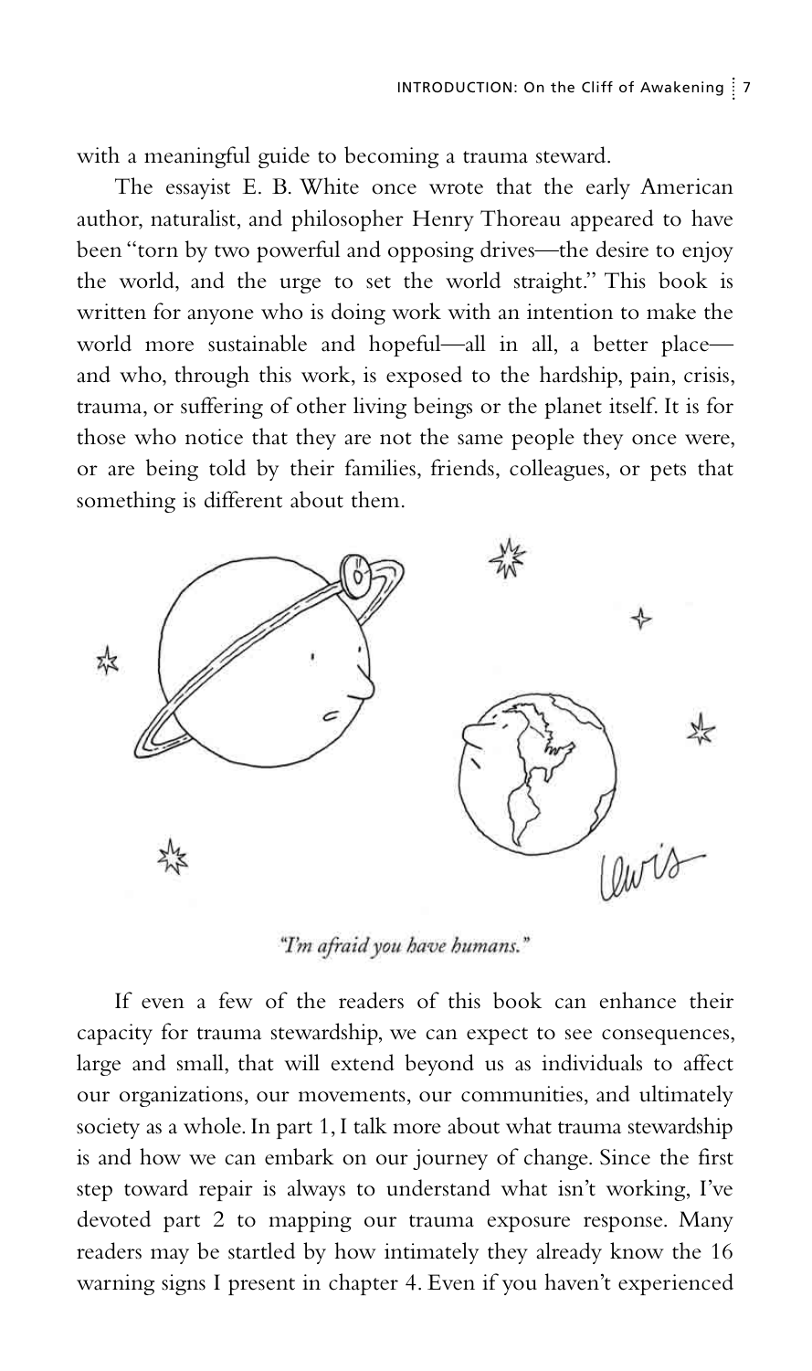with a meaningful guide to becoming a trauma steward.

The essayist E. B. White once wrote that the early American author, naturalist, and philosopher Henry Thoreau appeared to have been "torn by two powerful and opposing drives—the desire to enjoy the world, and the urge to set the world straight." This book is written for anyone who is doing work with an intention to make the world more sustainable and hopeful—all in all, a better place—and who, through this work, is exposed to the hardship, pain, crisis, trauma, or suffering of other living beings or the planet itself. It is for those who notice that they are not the same people they once were, or are being told by their families, friends, colleagues, or pets that something is different about them.

*"I'm afraid you have humans."*

If even a few of the readers of this book can enhance their capacity for trauma stewardship, we can expect to see consequences, large and small, that will extend beyond us as individuals to affect our organizations, our movements, our communities, and ultimately society as a whole. In part 1, I talk more about what trauma stewardship is and how we can embark on our journey of change. Since the first step toward repair is always to understand what isn't working, I've devoted part 2 to mapping our trauma exposure response. Many readers may be startled by how intimately they already know the 16 warning signs I present in chapter 4. Even if you haven't experienced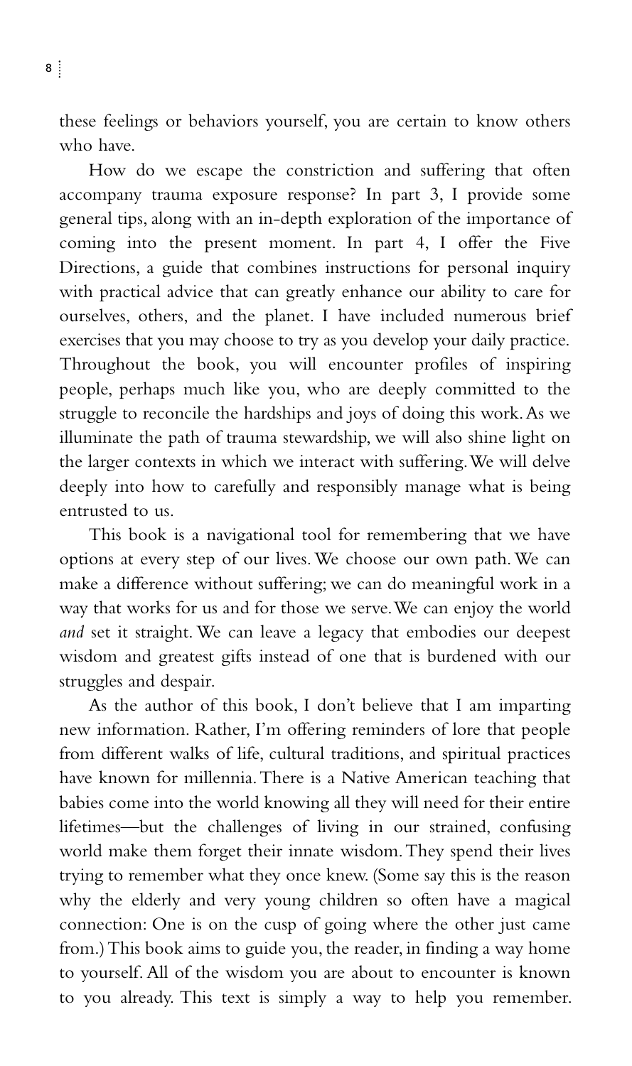these feelings or behaviors yourself, you are certain to know others who have.

How do we escape the constriction and suffering that often accompany trauma exposure response? In part 3, I provide some general tips, along with an in-depth exploration of the importance of coming into the present moment. In part 4, I offer the Five Directions, a guide that combines instructions for personal inquiry with practical advice that can greatly enhance our ability to care for ourselves, others, and the planet. I have included numerous brief exercises that you may choose to try as you develop your daily practice. Throughout the book, you will encounter profiles of inspiring people, perhaps much like you, who are deeply committed to the struggle to reconcile the hardships and joys of doing this work. As we illuminate the path of trauma stewardship, we will also shine light on the larger contexts in which we interact with suffering. We will delve deeply into how to carefully and responsibly manage what is being entrusted to us.

This book is a navigational tool for remembering that we have options at every step of our lives. We choose our own path. We can make a difference without suffering; we can do meaningful work in a way that works for us and for those we serve. We can enjoy the world *and* set it straight. We can leave a legacy that embodies our deepest wisdom and greatest gifts instead of one that is burdened with our struggles and despair.

As the author of this book, I don't believe that I am imparting new information. Rather, I'm offering reminders of lore that people from different walks of life, cultural traditions, and spiritual practices have known for millennia. There is a Native American teaching that babies come into the world knowing all they will need for their entire lifetimes—but the challenges of living in our strained, confusing world make them forget their innate wisdom. They spend their lives trying to remember what they once knew. (Some say this is the reason why the elderly and very young children so often have a magical connection: One is on the cusp of going where the other just came from.) This book aims to guide you, the reader, in finding a way home to yourself. All of the wisdom you are about to encounter is known to you already. This text is simply a way to help you remember.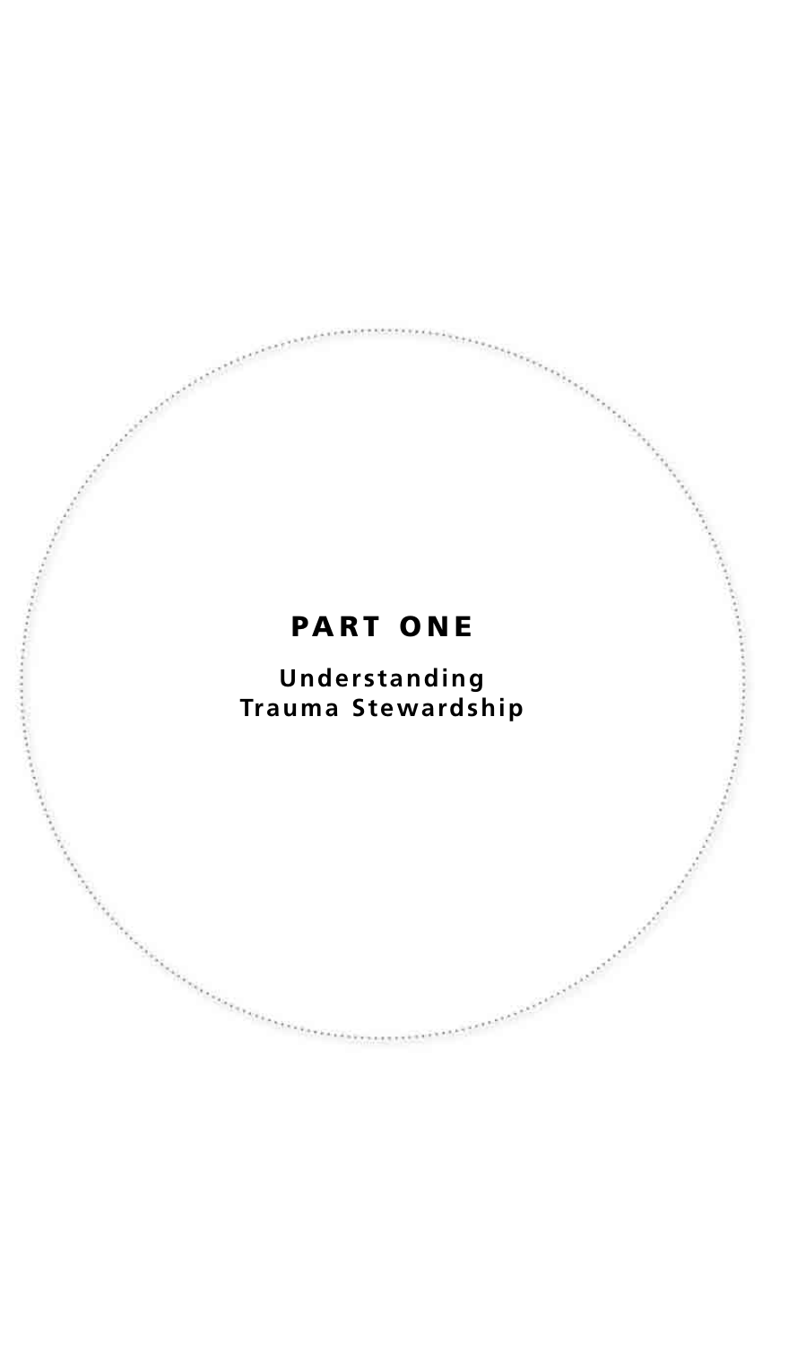# PART ONE

## Understanding Trauma Stewardship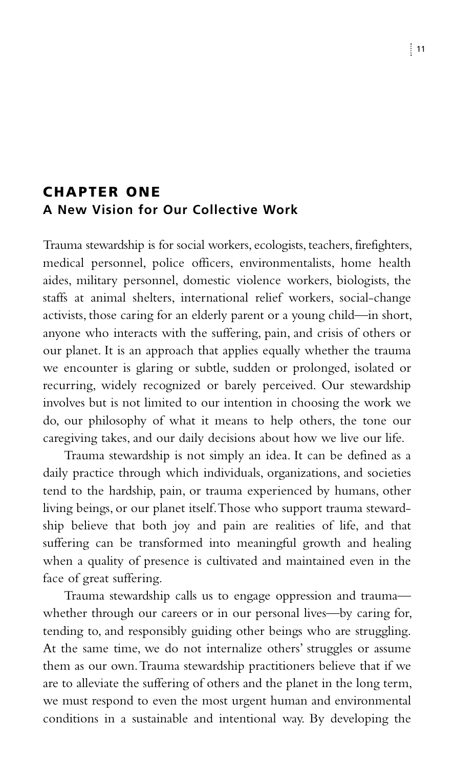# CHAPTER ONE

## A New Vision for Our Collective Work

Trauma stewardship is for social workers, ecologists, teachers, firefighters, medical personnel, police officers, environmentalists, home health aides, military personnel, domestic violence workers, biologists, the staffs at animal shelters, international relief workers, social-change activists, those caring for an elderly parent or a young child—in short, anyone who interacts with the suffering, pain, and crisis of others or our planet. It is an approach that applies equally whether the trauma we encounter is glaring or subtle, sudden or prolonged, isolated or recurring, widely recognized or barely perceived. Our stewardship involves but is not limited to our intention in choosing the work we do, our philosophy of what it means to help others, the tone our caregiving takes, and our daily decisions about how we live our life.

Trauma stewardship is not simply an idea. It can be defined as a daily practice through which individuals, organizations, and societies tend to the hardship, pain, or trauma experienced by humans, other living beings, or our planet itself. Those who support trauma stewardship believe that both joy and pain are realities of life, and that suffering can be transformed into meaningful growth and healing when a quality of presence is cultivated and maintained even in the face of great suffering.

Trauma stewardship calls us to engage oppression and trauma—whether through our careers or in our personal lives—by caring for, tending to, and responsibly guiding other beings who are struggling. At the same time, we do not internalize others' struggles or assume them as our own. Trauma stewardship practitioners believe that if we are to alleviate the suffering of others and the planet in the long term, we must respond to even the most urgent human and environmental conditions in a sustainable and intentional way. By developing the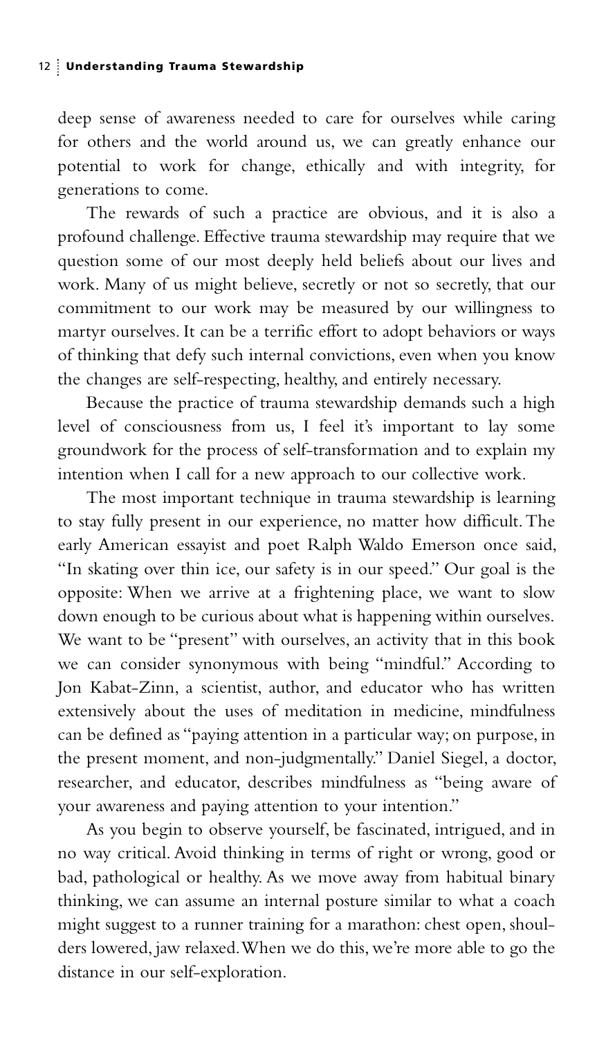deep sense of awareness needed to care for ourselves while caring for others and the world around us, we can greatly enhance our potential to work for change, ethically and with integrity, for generations to come.

The rewards of such a practice are obvious, and it is also a profound challenge. Effective trauma stewardship may require that we question some of our most deeply held beliefs about our lives and work. Many of us might believe, secretly or not so secretly, that our commitment to our work may be measured by our willingness to martyr ourselves. It can be a terrific effort to adopt behaviors or ways of thinking that defy such internal convictions, even when you know the changes are self-respecting, healthy, and entirely necessary.

Because the practice of trauma stewardship demands such a high level of consciousness from us, I feel it's important to lay some groundwork for the process of self-transformation and to explain my intention when I call for a new approach to our collective work.

The most important technique in trauma stewardship is learning to stay fully present in our experience, no matter how difficult. The early American essayist and poet Ralph Waldo Emerson once said, "In skating over thin ice, our safety is in our speed." Our goal is the opposite: When we arrive at a frightening place, we want to slow down enough to be curious about what is happening within ourselves. We want to be "present" with ourselves, an activity that in this book we can consider synonymous with being "mindful." According to Jon Kabat-Zinn, a scientist, author, and educator who has written extensively about the uses of meditation in medicine, mindfulness can be defined as "paying attention in a particular way; on purpose, in the present moment, and non-judgmentally." Daniel Siegel, a doctor, researcher, and educator, describes mindfulness as "being aware of your awareness and paying attention to your intention."

As you begin to observe yourself, be fascinated, intrigued, and in no way critical. Avoid thinking in terms of right or wrong, good or bad, pathological or healthy. As we move away from habitual binary thinking, we can assume an internal posture similar to what a coach might suggest to a runner training for a marathon: chest open, shoulders lowered, jaw relaxed. When we do this, we're more able to go the distance in our self-exploration.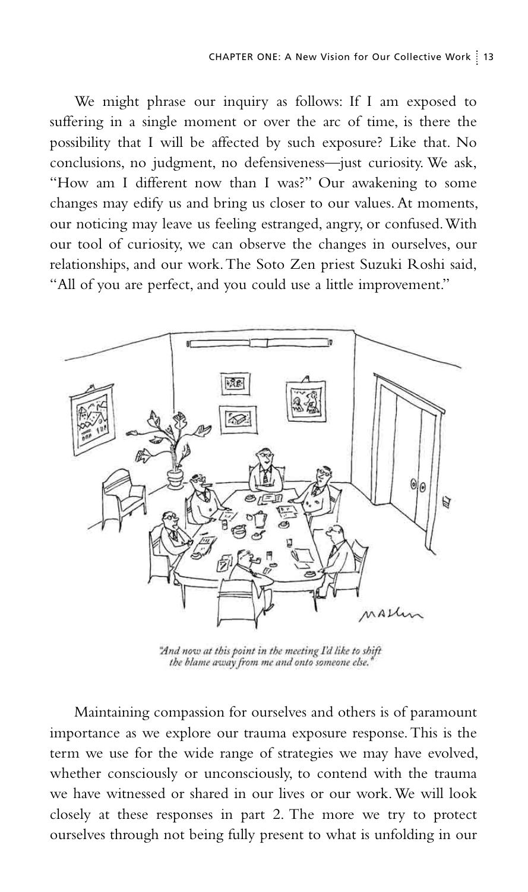We might phrase our inquiry as follows: If I am exposed to suffering in a single moment or over the arc of time, is there the possibility that I will be affected by such exposure? Like that. No conclusions, no judgment, no defensiveness—just curiosity. We ask, "How am I different now than I was?" Our awakening to some changes may edify us and bring us closer to our values. At moments, our noticing may leave us feeling estranged, angry, or confused. With our tool of curiosity, we can observe the changes in ourselves, our relationships, and our work. The Soto Zen priest Suzuki Roshi said, "All of you are perfect, and you could use a little improvement."

*"And now at this point in the meeting I'd like to shift the blame away from me and onto someone else."*

Maintaining compassion for ourselves and others is of paramount importance as we explore our trauma exposure response. This is the term we use for the wide range of strategies we may have evolved, whether consciously or unconsciously, to contend with the trauma we have witnessed or shared in our lives or our work. We will look closely at these responses in part 2. The more we try to protect ourselves through not being fully present to what is unfolding in our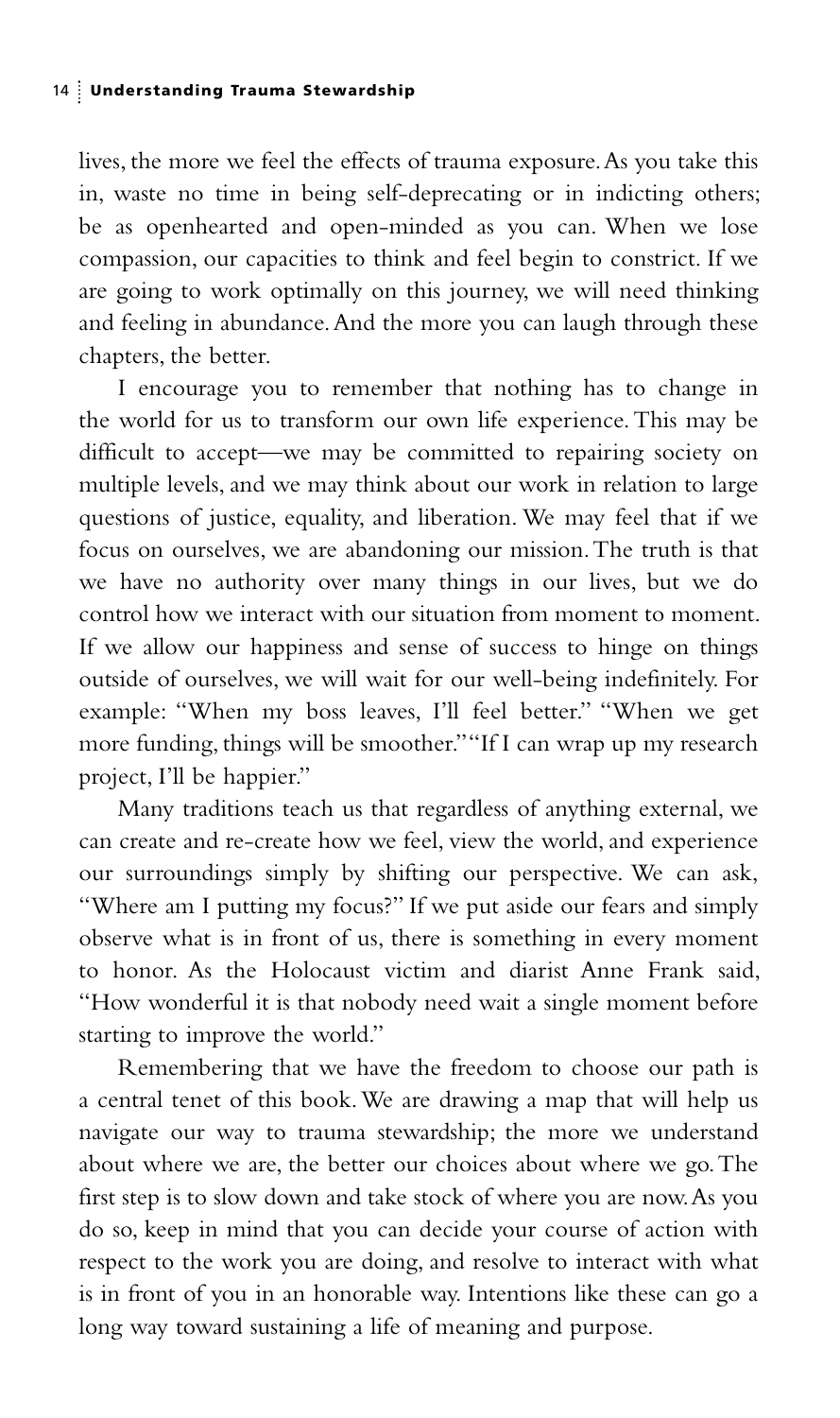lives, the more we feel the effects of trauma exposure. As you take this in, waste no time in being self-deprecating or in indicting others; be as openhearted and open-minded as you can. When we lose compassion, our capacities to think and feel begin to constrict. If we are going to work optimally on this journey, we will need thinking and feeling in abundance. And the more you can laugh through these chapters, the better.

I encourage you to remember that nothing has to change in the world for us to transform our own life experience. This may be difficult to accept—we may be committed to repairing society on multiple levels, and we may think about our work in relation to large questions of justice, equality, and liberation. We may feel that if we focus on ourselves, we are abandoning our mission. The truth is that we have no authority over many things in our lives, but we do control how we interact with our situation from moment to moment. If we allow our happiness and sense of success to hinge on things outside of ourselves, we will wait for our well-being indefinitely. For example: "When my boss leaves, I'll feel better." "When we get more funding, things will be smoother." "If I can wrap up my research project, I'll be happier."

Many traditions teach us that regardless of anything external, we can create and re-create how we feel, view the world, and experience our surroundings simply by shifting our perspective. We can ask, "Where am I putting my focus?" If we put aside our fears and simply observe what is in front of us, there is something in every moment to honor. As the Holocaust victim and diarist Anne Frank said, "How wonderful it is that nobody need wait a single moment before starting to improve the world."

Remembering that we have the freedom to choose our path is a central tenet of this book. We are drawing a map that will help us navigate our way to trauma stewardship; the more we understand about where we are, the better our choices about where we go. The first step is to slow down and take stock of where you are now. As you do so, keep in mind that you can decide your course of action with respect to the work you are doing, and resolve to interact with what is in front of you in an honorable way. Intentions like these can go a long way toward sustaining a life of meaning and purpose.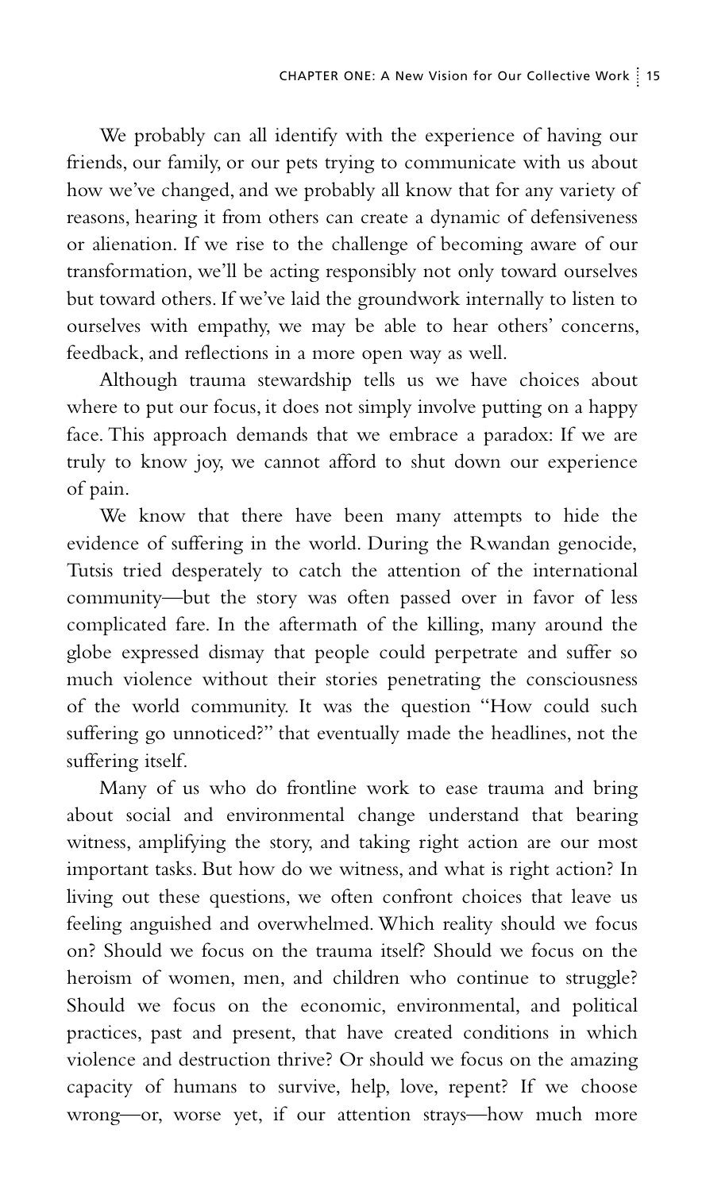We probably can all identify with the experience of having our friends, our family, or our pets trying to communicate with us about how we've changed, and we probably all know that for any variety of reasons, hearing it from others can create a dynamic of defensiveness or alienation. If we rise to the challenge of becoming aware of our transformation, we'll be acting responsibly not only toward ourselves but toward others. If we've laid the groundwork internally to listen to ourselves with empathy, we may be able to hear others' concerns, feedback, and reflections in a more open way as well.

Although trauma stewardship tells us we have choices about where to put our focus, it does not simply involve putting on a happy face. This approach demands that we embrace a paradox: If we are truly to know joy, we cannot afford to shut down our experience of pain.

We know that there have been many attempts to hide the evidence of suffering in the world. During the Rwandan genocide, Tutsis tried desperately to catch the attention of the international community—but the story was often passed over in favor of less complicated fare. In the aftermath of the killing, many around the globe expressed dismay that people could perpetrate and suffer so much violence without their stories penetrating the consciousness of the world community. It was the question "How could such suffering go unnoticed?" that eventually made the headlines, not the suffering itself.

Many of us who do frontline work to ease trauma and bring about social and environmental change understand that bearing witness, amplifying the story, and taking right action are our most important tasks. But how do we witness, and what is right action? In living out these questions, we often confront choices that leave us feeling anguished and overwhelmed. Which reality should we focus on? Should we focus on the trauma itself? Should we focus on the heroism of women, men, and children who continue to struggle? Should we focus on the economic, environmental, and political practices, past and present, that have created conditions in which violence and destruction thrive? Or should we focus on the amazing capacity of humans to survive, help, love, repent? If we choose wrong—or, worse yet, if our attention strays—how much more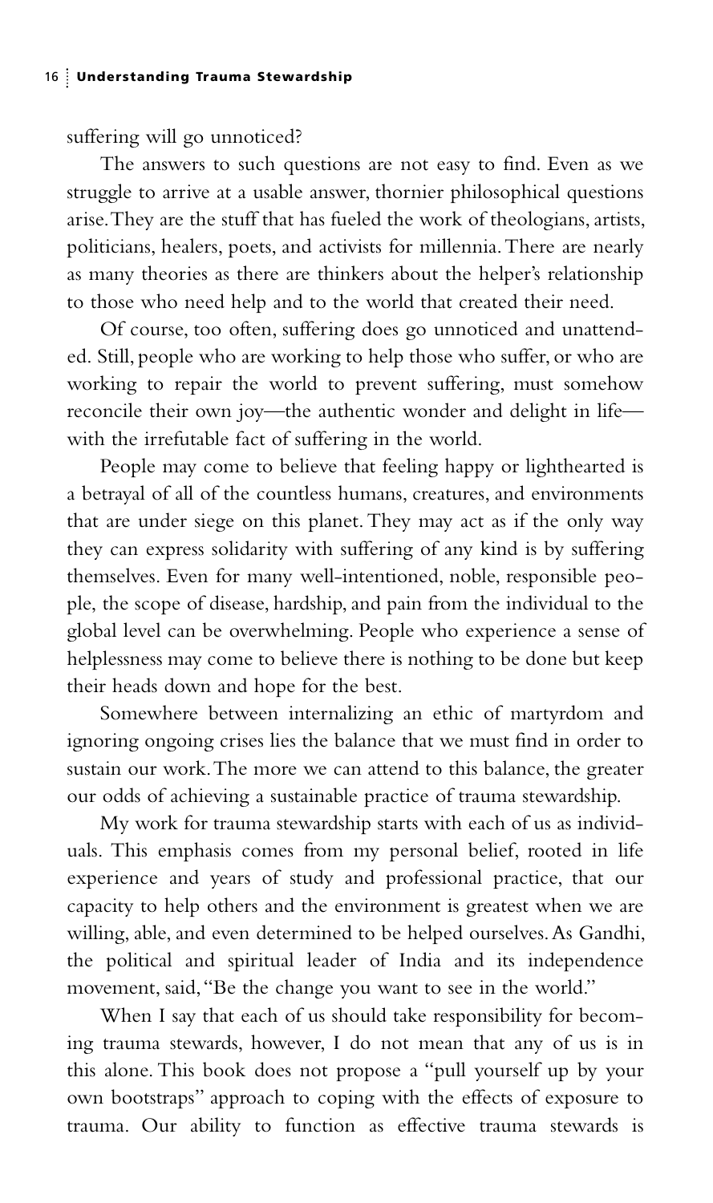suffering will go unnoticed?

The answers to such questions are not easy to find. Even as we struggle to arrive at a usable answer, thornier philosophical questions arise. They are the stuff that has fueled the work of theologians, artists, politicians, healers, poets, and activists for millennia. There are nearly as many theories as there are thinkers about the helper's relationship to those who need help and to the world that created their need.

Of course, too often, suffering does go unnoticed and unattended. Still, people who are working to help those who suffer, or who are working to repair the world to prevent suffering, must somehow reconcile their own joy—the authentic wonder and delight in life—with the irrefutable fact of suffering in the world.

People may come to believe that feeling happy or lighthearted is a betrayal of all of the countless humans, creatures, and environments that are under siege on this planet. They may act as if the only way they can express solidarity with suffering of any kind is by suffering themselves. Even for many well-intentioned, noble, responsible people, the scope of disease, hardship, and pain from the individual to the global level can be overwhelming. People who experience a sense of helplessness may come to believe there is nothing to be done but keep their heads down and hope for the best.

Somewhere between internalizing an ethic of martyrdom and ignoring ongoing crises lies the balance that we must find in order to sustain our work. The more we can attend to this balance, the greater our odds of achieving a sustainable practice of trauma stewardship.

My work for trauma stewardship starts with each of us as individuals. This emphasis comes from my personal belief, rooted in life experience and years of study and professional practice, that our capacity to help others and the environment is greatest when we are willing, able, and even determined to be helped ourselves. As Gandhi, the political and spiritual leader of India and its independence movement, said, "Be the change you want to see in the world."

When I say that each of us should take responsibility for becoming trauma stewards, however, I do not mean that any of us is in this alone. This book does not propose a "pull yourself up by your own bootstraps" approach to coping with the effects of exposure to trauma. Our ability to function as effective trauma stewards is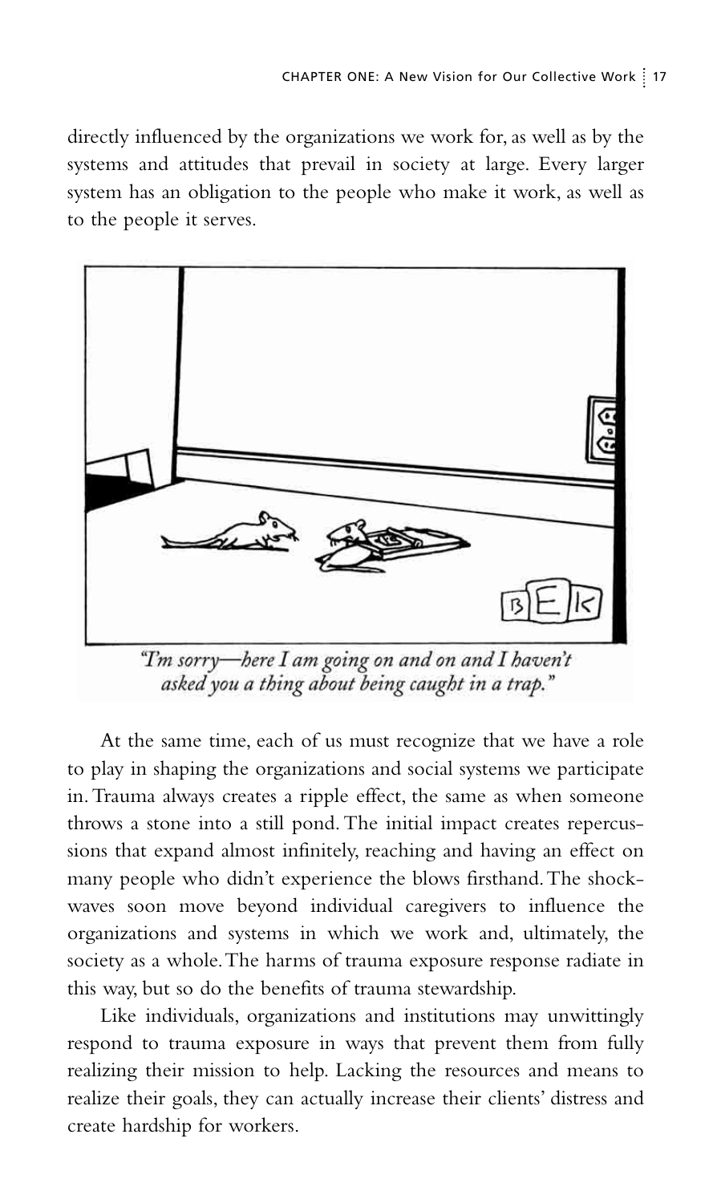directly influenced by the organizations we work for, as well as by the systems and attitudes that prevail in society at large. Every larger system has an obligation to the people who make it work, as well as to the people it serves.

*"I'm sorry—here I am going on and on and I haven't asked you a thing about being caught in a trap."*

At the same time, each of us must recognize that we have a role to play in shaping the organizations and social systems we participate in. Trauma always creates a ripple effect, the same as when someone throws a stone into a still pond. The initial impact creates repercussions that expand almost infinitely, reaching and having an effect on many people who didn't experience the blows firsthand. The shockwaves soon move beyond individual caregivers to influence the organizations and systems in which we work and, ultimately, the society as a whole. The harms of trauma exposure response radiate in this way, but so do the benefits of trauma stewardship.

Like individuals, organizations and institutions may unwittingly respond to trauma exposure in ways that prevent them from fully realizing their mission to help. Lacking the resources and means to realize their goals, they can actually increase their clients' distress and create hardship for workers.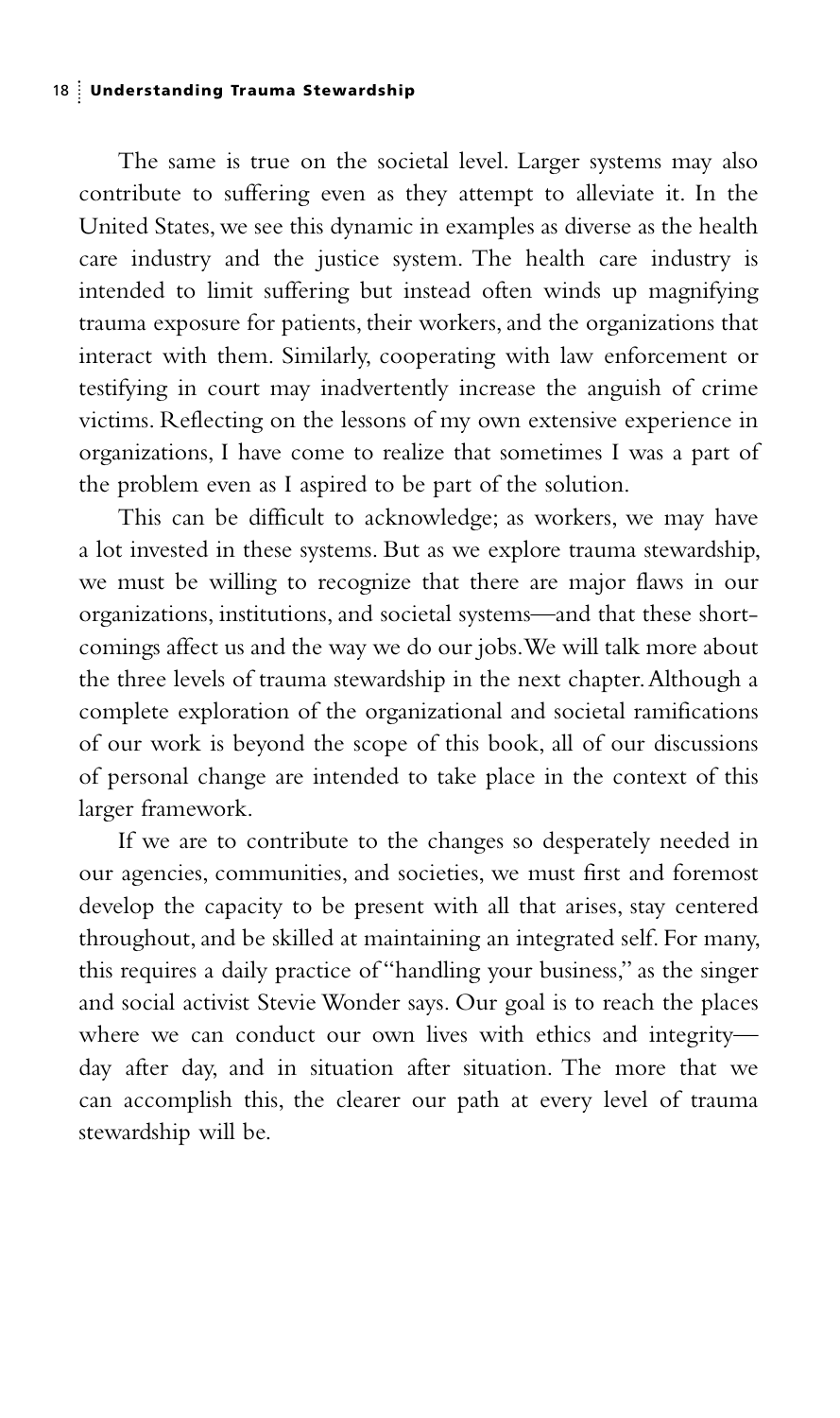The same is true on the societal level. Larger systems may also contribute to suffering even as they attempt to alleviate it. In the United States, we see this dynamic in examples as diverse as the health care industry and the justice system. The health care industry is intended to limit suffering but instead often winds up magnifying trauma exposure for patients, their workers, and the organizations that interact with them. Similarly, cooperating with law enforcement or testifying in court may inadvertently increase the anguish of crime victims. Reflecting on the lessons of my own extensive experience in organizations, I have come to realize that sometimes I was a part of the problem even as I aspired to be part of the solution.

This can be difficult to acknowledge; as workers, we may have a lot invested in these systems. But as we explore trauma stewardship, we must be willing to recognize that there are major flaws in our organizations, institutions, and societal systems—and that these shortcomings affect us and the way we do our jobs. We will talk more about the three levels of trauma stewardship in the next chapter. Although a complete exploration of the organizational and societal ramifications of our work is beyond the scope of this book, all of our discussions of personal change are intended to take place in the context of this larger framework.

If we are to contribute to the changes so desperately needed in our agencies, communities, and societies, we must first and foremost develop the capacity to be present with all that arises, stay centered throughout, and be skilled at maintaining an integrated self. For many, this requires a daily practice of "handling your business," as the singer and social activist Stevie Wonder says. Our goal is to reach the places where we can conduct our own lives with ethics and integrity—day after day, and in situation after situation. The more that we can accomplish this, the clearer our path at every level of trauma stewardship will be.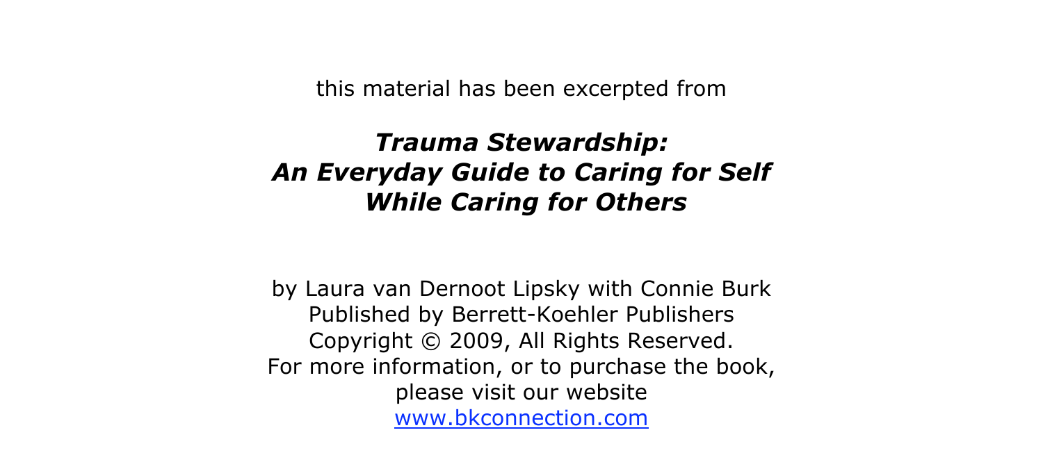this material has been excerpted from

## ***Trauma Stewardship: An Everyday Guide to Caring for Self While Caring for Others***

by Laura van Dernoot Lipsky with Connie Burk
Published by Berrett-Koehler Publishers
Copyright © 2009, All Rights Reserved.
For more information, or to purchase the book, please visit our website
[www.bkconnection.com](http://www.bkconnection.com)